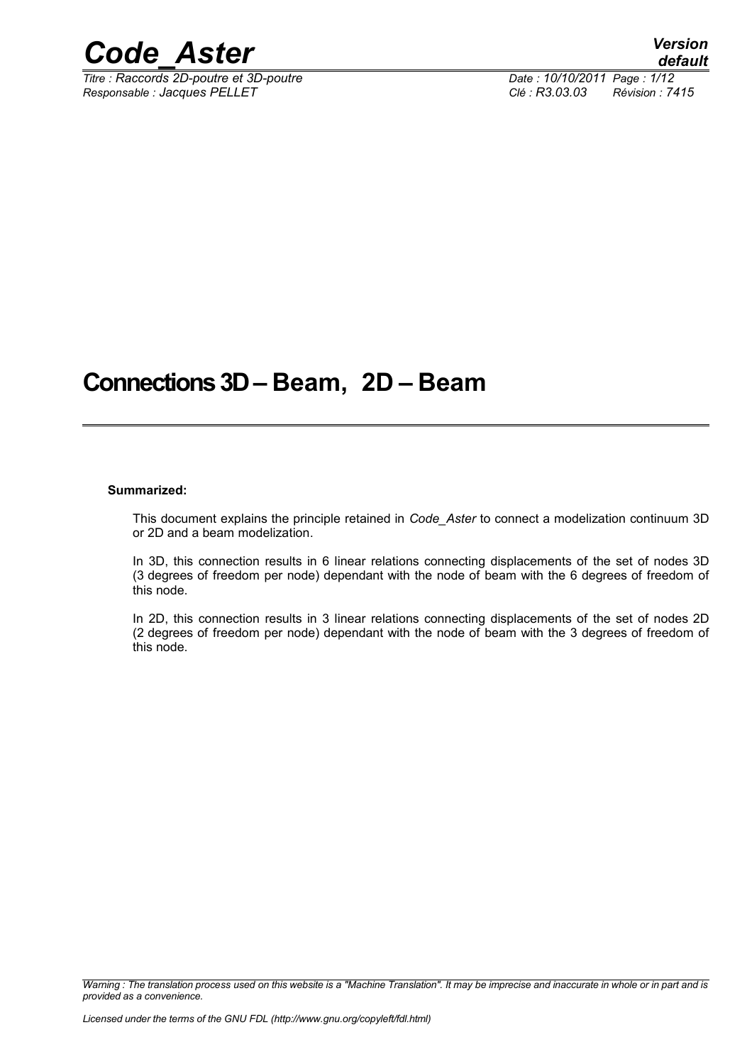# Connections 3D – Beam, 2D – Beam

**Summarized:**

This document explains the principle retained in *Code_Aster* to connect a modelization continuum 3D or 2D and a beam modelization.

In 3D, this connection results in 6 linear relations connecting displacements of the set of nodes 3D (3 degrees of freedom per node) dependant with the node of beam with the 6 degrees of freedom of this node.

In 2D, this connection results in 3 linear relations connecting displacements of the set of nodes 2D (2 degrees of freedom per node) dependant with the node of beam with the 3 degrees of freedom of this node.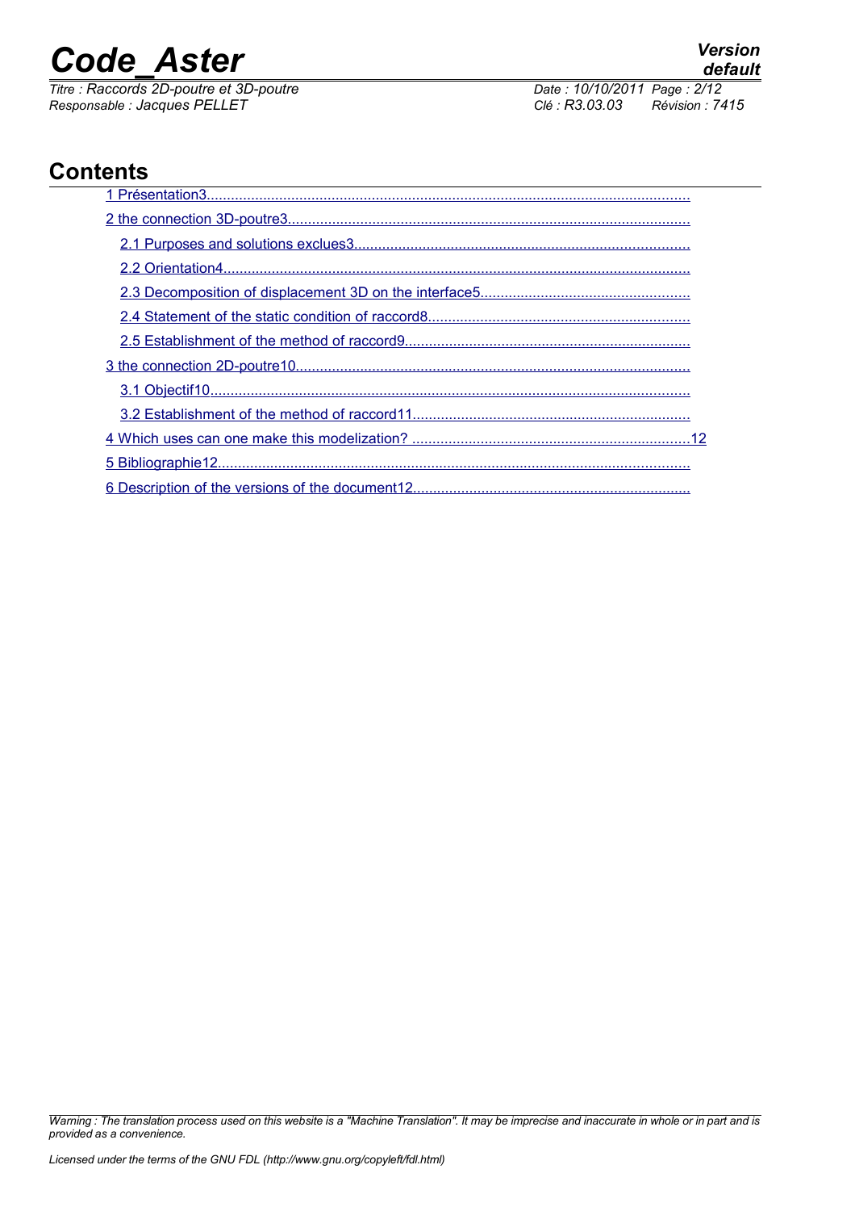# Contents

1 Présentation3

2 the connection 3D-poutre3

- 2.1 Purposes and solutions exclues3
- 2.2 Orientation4
- 2.3 Decomposition of displacement 3D on the interface5
- 2.4 Statement of the static condition of raccord8
- 2.5 Establishment of the method of raccord9

3 the connection 2D-poutre10

- 3.1 Objectif10
- 3.2 Establishment of the method of raccord11

4 Which uses can one make this modelization? 12

5 Bibliographie12

6 Description of the versions of the document12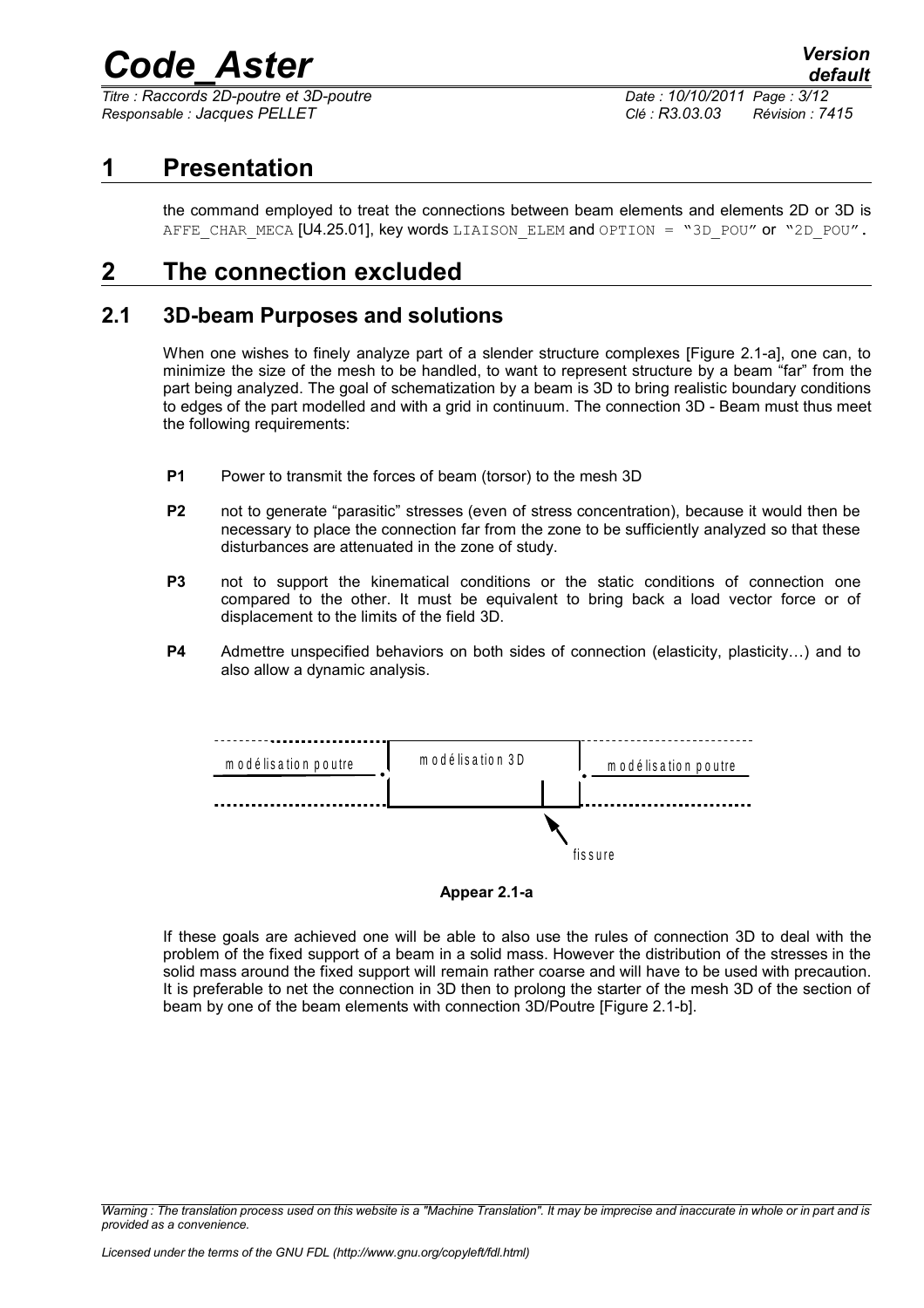# 1 Presentation

the command employed to treat the connections between beam elements and elements 2D or 3D is AFFE_CHAR_MECA [U4.25.01], key words LIAISON_ELEM and OPTION = "3D_POU" or "2D_POU".

# 2 The connection excluded

## 2.1 3D-beam Purposes and solutions

When one wishes to finely analyze part of a slender structure complexes [Figure 2.1-a], one can, to minimize the size of the mesh to be handled, to want to represent structure by a beam "far" from the part being analyzed. The goal of schematization by a beam is 3D to bring realistic boundary conditions to edges of the part modelled and with a grid in continuum. The connection 3D - Beam must thus meet the following requirements:

- **P1** Power to transmit the forces of beam (torsor) to the mesh 3D
- **P2** not to generate "parasitic" stresses (even of stress concentration), because it would then be necessary to place the connection far from the zone to be sufficiently analyzed so that these disturbances are attenuated in the zone of study.
- **P3** not to support the kinematical conditions or the static conditions of connection one compared to the other. It must be equivalent to bring back a load vector force or of displacement to the limits of the field 3D.
- **P4** Admettre unspecified behaviors on both sides of connection (elasticity, plasticity…) and to also allow a dynamic analysis.

modélisation poutre | modélisation 3D | modélisation poutre

fissure

**Appear 2.1-a**

If these goals are achieved one will be able to also use the rules of connection 3D to deal with the problem of the fixed support of a beam in a solid mass. However the distribution of the stresses in the solid mass around the fixed support will remain rather coarse and will have to be used with precaution. It is preferable to net the connection in 3D then to prolong the starter of the mesh 3D of the section of beam by one of the beam elements with connection 3D/Poutre [Figure 2.1-b].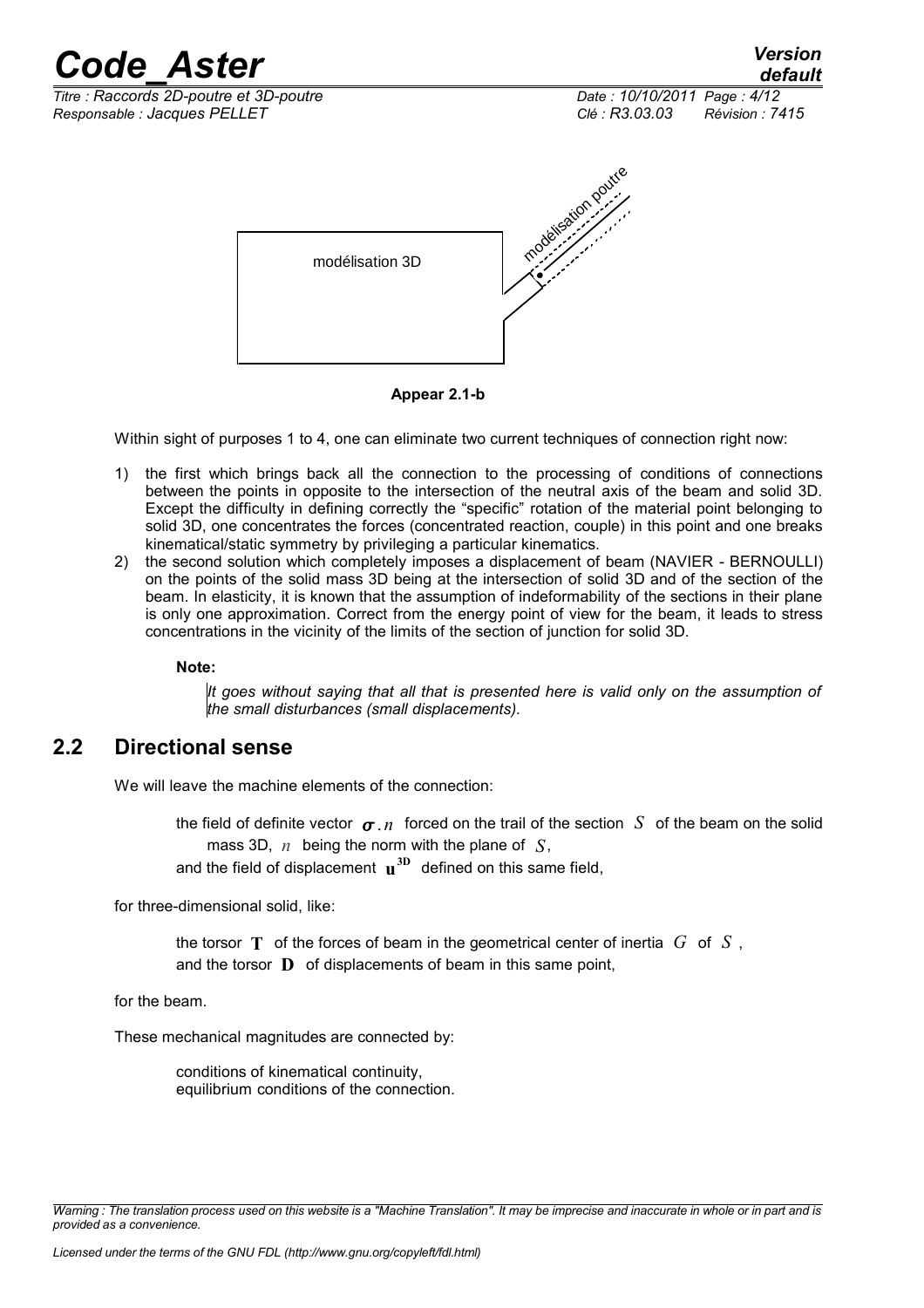Appear 2.1-b

Within sight of purposes 1 to 4, one can eliminate two current techniques of connection right now:

1) the first which brings back all the connection to the processing of conditions of connections between the points in opposite to the intersection of the neutral axis of the beam and solid 3D. Except the difficulty in defining correctly the "specific" rotation of the material point belonging to solid 3D, one concentrates the forces (concentrated reaction, couple) in this point and one breaks kinematical/static symmetry by privileging a particular kinematics.
2) the second solution which completely imposes a displacement of beam (NAVIER - BERNOULLI) on the points of the solid mass 3D being at the intersection of solid 3D and of the section of the beam. In elasticity, it is known that the assumption of indeformability of the sections in their plane is only one approximation. Correct from the energy point of view for the beam, it leads to stress concentrations in the vicinity of the limits of the section of junction for solid 3D.

**Note:**

*It goes without saying that all that is presented here is valid only on the assumption of the small disturbances (small displacements).*

## 2.2 Directional sense

We will leave the machine elements of the connection:

the field of definite vector $\boldsymbol{\sigma}.n$ forced on the trail of the section $S$ of the beam on the solid mass 3D, $n$ being the norm with the plane of $S$,
and the field of displacement $\mathbf{u}^{\mathbf{3D}}$ defined on this same field,

for three-dimensional solid, like:

the torsor $\mathbf{T}$ of the forces of beam in the geometrical center of inertia $G$ of $S$,
and the torsor $\mathbf{D}$ of displacements of beam in this same point,

for the beam.

These mechanical magnitudes are connected by:

conditions of kinematical continuity,
equilibrium conditions of the connection.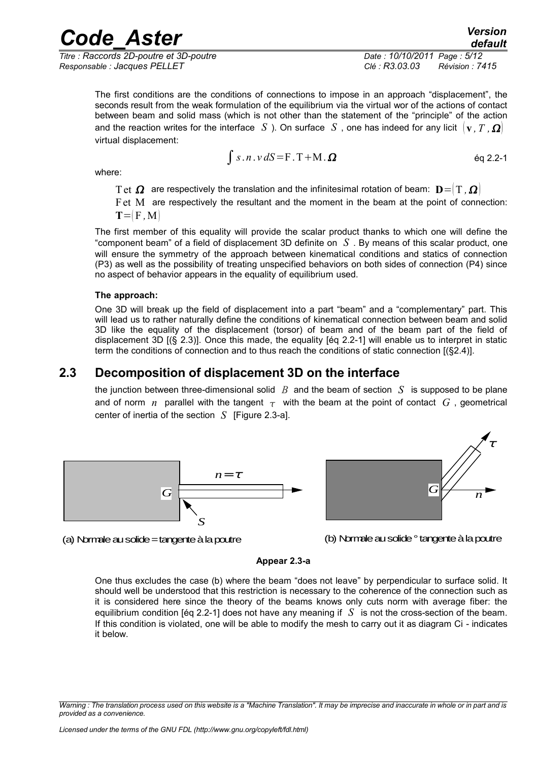The first conditions are the conditions of connections to impose in an approach "displacement", the seconds result from the weak formulation of the equilibrium via the virtual wor of the actions of contact between beam and solid mass (which is not other than the statement of the "principle" of the action and the reaction writes for the interface $S$ ). On surface $S$ , one has indeed for any licit $(\mathbf{v}, T, \boldsymbol{\Omega})$ virtual displacement:

$$\int s.n.v\,dS = \mathrm{F}.\mathrm{T} + \mathrm{M}.\boldsymbol{\Omega} \qquad \text{éq 2.2-1}$$

where:

$\mathrm{T}$ et $\boldsymbol{\Omega}$ are respectively the translation and the infinitesimal rotation of beam: $\mathbf{D}=(\mathrm{T}, \boldsymbol{\Omega})$

$\mathrm{F}$ et $\mathrm{M}$ are respectively the resultant and the moment in the beam at the point of connection: $\mathbf{T}=(\mathrm{F}, \mathrm{M})$

The first member of this equality will provide the scalar product thanks to which one will define the "component beam" of a field of displacement 3D definite on $S$ . By means of this scalar product, one will ensure the symmetry of the approach between kinematical conditions and statics of connection (P3) as well as the possibility of treating unspecified behaviors on both sides of connection (P4) since no aspect of behavior appears in the equality of equilibrium used.

**The approach:**

One 3D will break up the field of displacement into a part "beam" and a "complementary" part. This will lead us to rather naturally define the conditions of kinematical connection between beam and solid 3D like the equality of the displacement (torsor) of beam and of the beam part of the field of displacement 3D [(§ 2.3)]. Once this made, the equality [éq 2.2-1] will enable us to interpret in static term the conditions of connection and to thus reach the conditions of static connection [(§2.4)].

## 2.3 Decomposition of displacement 3D on the interface

the junction between three-dimensional solid $B$ and the beam of section $S$ is supposed to be plane and of norm $n$ parallel with the tangent $\tau$ with the beam at the point of contact $G$ , geometrical center of inertia of the section $S$ [Figure 2.3-a].

(a) Normale au solide = tangente à la poutre

(b) Normale au solide ° tangente à la poutre

**Appear 2.3-a**

One thus excludes the case (b) where the beam "does not leave" by perpendicular to surface solid. It should well be understood that this restriction is necessary to the coherence of the connection such as it is considered here since the theory of the beams knows only cuts norm with average fiber: the equilibrium condition [éq 2.2-1] does not have any meaning if $S$ is not the cross-section of the beam. If this condition is violated, one will be able to modify the mesh to carry out it as diagram Ci - indicates it below.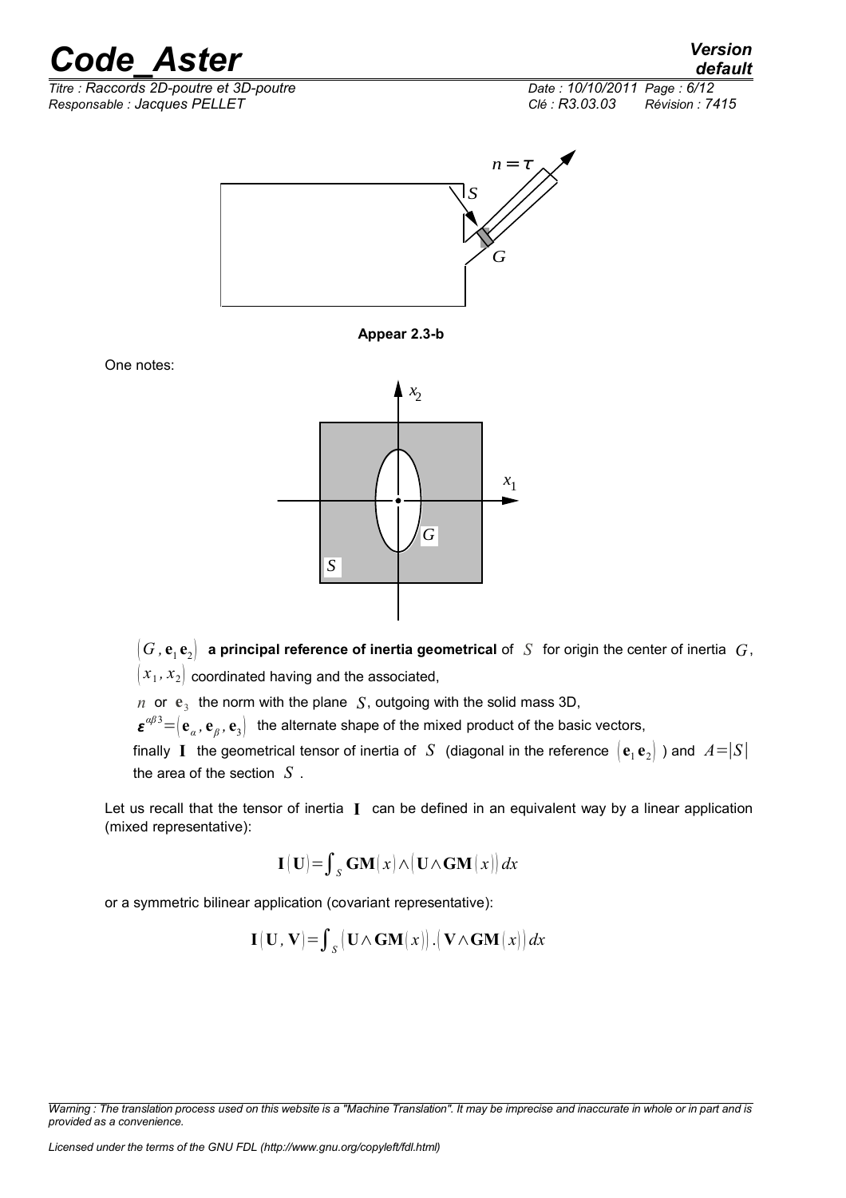**Appear 2.3-b**

One notes:

$(G, \mathbf{e}_1 \mathbf{e}_2)$ **a principal reference of inertia geometrical** of $S$ for origin the center of inertia $G$,

$(x_1, x_2)$ coordinated having and the associated,

$n$ or $\mathbf{e}_3$ the norm with the plane $S$, outgoing with the solid mass 3D,

$\boldsymbol{\varepsilon}^{\alpha\beta 3} = (\mathbf{e}_\alpha, \mathbf{e}_\beta, \mathbf{e}_3)$ the alternate shape of the mixed product of the basic vectors,

finally $\mathbf{I}$ the geometrical tensor of inertia of $S$ (diagonal in the reference $(\mathbf{e}_1 \mathbf{e}_2)$ ) and $A = |S|$ the area of the section $S$.

Let us recall that the tensor of inertia $\mathbf{I}$ can be defined in an equivalent way by a linear application (mixed representative):

$$\mathbf{I}(\mathbf{U}) = \int_S \mathbf{GM}(x) \wedge (\mathbf{U} \wedge \mathbf{GM}(x))\, dx$$

or a symmetric bilinear application (covariant representative):

$$\mathbf{I}(\mathbf{U}, \mathbf{V}) = \int_S (\mathbf{U} \wedge \mathbf{GM}(x)) . (\mathbf{V} \wedge \mathbf{GM}(x))\, dx$$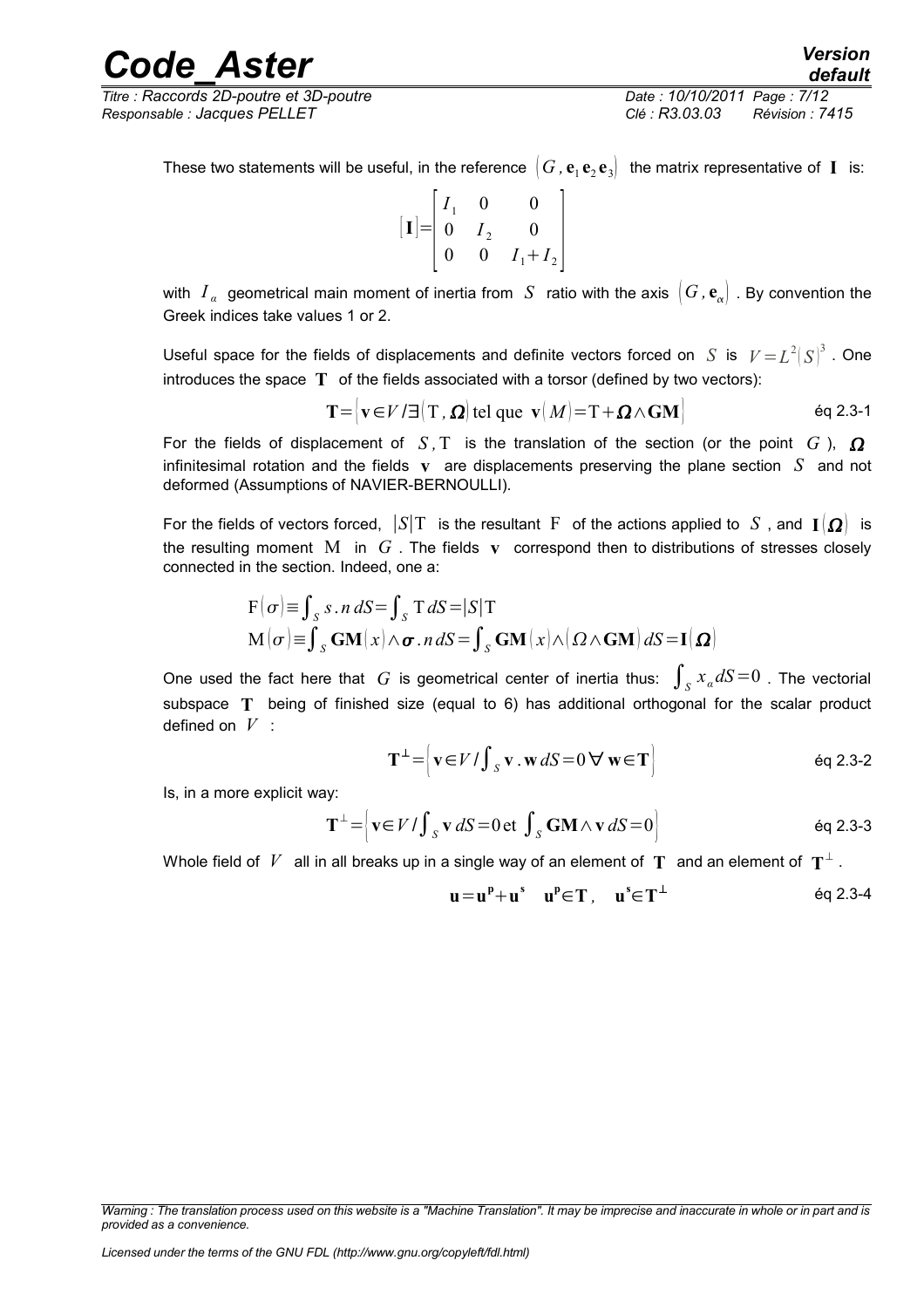These two statements will be useful, in the reference $(G,\mathbf{e}_1\mathbf{e}_2\mathbf{e}_3)$ the matrix representative of $\mathbf{I}$ is:

$$[\mathbf{I}]=\begin{bmatrix} I_1 & 0 & 0 \\ 0 & I_2 & 0 \\ 0 & 0 & I_1+I_2 \end{bmatrix}$$

with $I_\alpha$ geometrical main moment of inertia from $S$ ratio with the axis $(G,\mathbf{e}_\alpha)$ . By convention the Greek indices take values 1 or 2.

Useful space for the fields of displacements and definite vectors forced on $S$ is $V=L^2(S)^3$ . One introduces the space $\mathbf{T}$ of the fields associated with a torsor (defined by two vectors):

$$\mathbf{T}=\{\mathbf{v}\in V/\exists(\mathrm{T},\boldsymbol{\Omega})\text{ tel que }\mathbf{v}(M)=\mathrm{T}+\boldsymbol{\Omega}\wedge\mathbf{GM}\} \qquad \text{éq 2.3-1}$$

For the fields of displacement of $S,\mathrm{T}$ is the translation of the section (or the point $G$ ), $\boldsymbol{\Omega}$ infinitesimal rotation and the fields $\mathbf{v}$ are displacements preserving the plane section $S$ and not deformed (Assumptions of NAVIER-BERNOULLI).

For the fields of vectors forced, $|S|\mathrm{T}$ is the resultant $\mathrm{F}$ of the actions applied to $S$ , and $\mathbf{I}(\boldsymbol{\Omega})$ is the resulting moment $\mathrm{M}$ in $G$ . The fields $\mathbf{v}$ correspond then to distributions of stresses closely connected in the section. Indeed, one a:

$$\mathrm{F}(\sigma)\equiv\int_S s.n\,dS=\int_S \mathrm{T}\,dS=|S|\mathrm{T}$$
$$\mathrm{M}(\sigma)\equiv\int_S \mathbf{GM}(x)\wedge\boldsymbol{\sigma}.n\,dS=\int_S \mathbf{GM}(x)\wedge(\Omega\wedge\mathbf{GM})\,dS=\mathbf{I}(\boldsymbol{\Omega})$$

One used the fact here that $G$ is geometrical center of inertia thus: $\int_S x_\alpha dS=0$ . The vectorial subspace $\mathbf{T}$ being of finished size (equal to 6) has additional orthogonal for the scalar product defined on $V$ :

$$\mathbf{T}^\perp=\left\{\mathbf{v}\in V/\int_S \mathbf{v}.\mathbf{w}\,dS=0\,\forall\,\mathbf{w}\in\mathbf{T}\right\} \qquad \text{éq 2.3-2}$$

Is, in a more explicit way:

$$\mathbf{T}^\perp=\left\{\mathbf{v}\in V/\int_S \mathbf{v}\,dS=0\text{ et }\int_S \mathbf{GM}\wedge\mathbf{v}\,dS=0\right\} \qquad \text{éq 2.3-3}$$

Whole field of $V$ all in all breaks up in a single way of an element of $\mathbf{T}$ and an element of $\mathbf{T}^\perp$ .

$$\mathbf{u}=\mathbf{u}^\mathbf{p}+\mathbf{u}^\mathbf{s} \quad \mathbf{u}^\mathbf{p}\in\mathbf{T},\quad \mathbf{u}^\mathbf{s}\in\mathbf{T}^\perp \qquad \text{éq 2.3-4}$$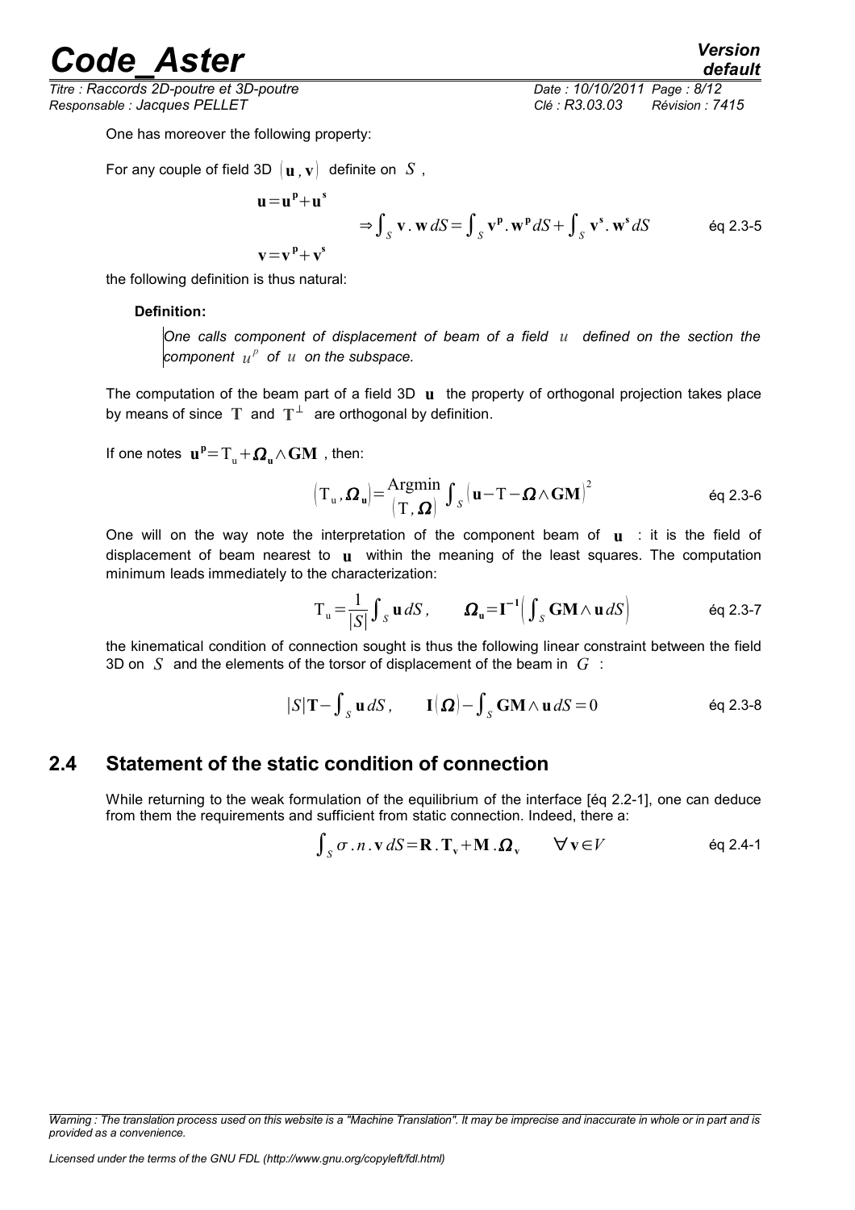One has moreover the following property:

For any couple of field 3D $(\mathbf{u},\mathbf{v})$ definite on $S$,

$$\left.\begin{array}{l}\mathbf{u}=\mathbf{u}^{\mathbf{p}}+\mathbf{u}^{\mathbf{s}}\\ \mathbf{v}=\mathbf{v}^{\mathbf{p}}+\mathbf{v}^{\mathbf{s}}\end{array}\right. \Rightarrow \int_S \mathbf{v}.\mathbf{w}\,dS=\int_S \mathbf{v}^{\mathbf{p}}.\mathbf{w}^{\mathbf{p}}\,dS+\int_S \mathbf{v}^{\mathbf{s}}.\mathbf{w}^{\mathbf{s}}\,dS \qquad \text{éq 2.3-5}$$

the following definition is thus natural:

**Definition:**

*One calls component of displacement of beam of a field $u$ defined on the section the component $u^p$ of $u$ on the subspace.*

The computation of the beam part of a field 3D $\mathbf{u}$ the property of orthogonal projection takes place by means of since $\mathbf{T}$ and $\mathbf{T}^{\perp}$ are orthogonal by definition.

If one notes $\mathbf{u}^{\mathbf{p}}=\mathrm{T}_{\mathrm{u}}+\boldsymbol{\Omega}_{\mathbf{u}}\wedge\mathbf{GM}$, then:

$$\left(\mathrm{T}_{\mathrm{u}},\boldsymbol{\Omega}_{\mathbf{u}}\right)=\underset{(\mathrm{T},\boldsymbol{\Omega})}{\mathrm{Argmin}}\int_S\left(\mathbf{u}-\mathrm{T}-\boldsymbol{\Omega}\wedge\mathbf{GM}\right)^2 \qquad \text{éq 2.3-6}$$

One will on the way note the interpretation of the component beam of $\mathbf{u}$ : it is the field of displacement of beam nearest to $\mathbf{u}$ within the meaning of the least squares. The computation minimum leads immediately to the characterization:

$$\mathrm{T}_{\mathrm{u}}=\frac{1}{|S|}\int_S\mathbf{u}\,dS\,,\qquad \boldsymbol{\Omega}_{\mathbf{u}}=\mathbf{I}^{-1}\left(\int_S\mathbf{GM}\wedge\mathbf{u}\,dS\right) \qquad \text{éq 2.3-7}$$

the kinematical condition of connection sought is thus the following linear constraint between the field 3D on $S$ and the elements of the torsor of displacement of the beam in $G$ :

$$|S|\mathbf{T}-\int_S\mathbf{u}\,dS\,,\qquad \mathbf{I}(\boldsymbol{\Omega})-\int_S\mathbf{GM}\wedge\mathbf{u}\,dS=0 \qquad \text{éq 2.3-8}$$

## 2.4 Statement of the static condition of connection

While returning to the weak formulation of the equilibrium of the interface [éq 2.2-1], one can deduce from them the requirements and sufficient from static connection. Indeed, there a:

$$\int_S\sigma.n.\mathbf{v}\,dS=\mathbf{R}.\mathbf{T}_{\mathbf{v}}+\mathbf{M}.\boldsymbol{\Omega}_{\mathbf{v}}\qquad\forall\,\mathbf{v}\in V \qquad \text{éq 2.4-1}$$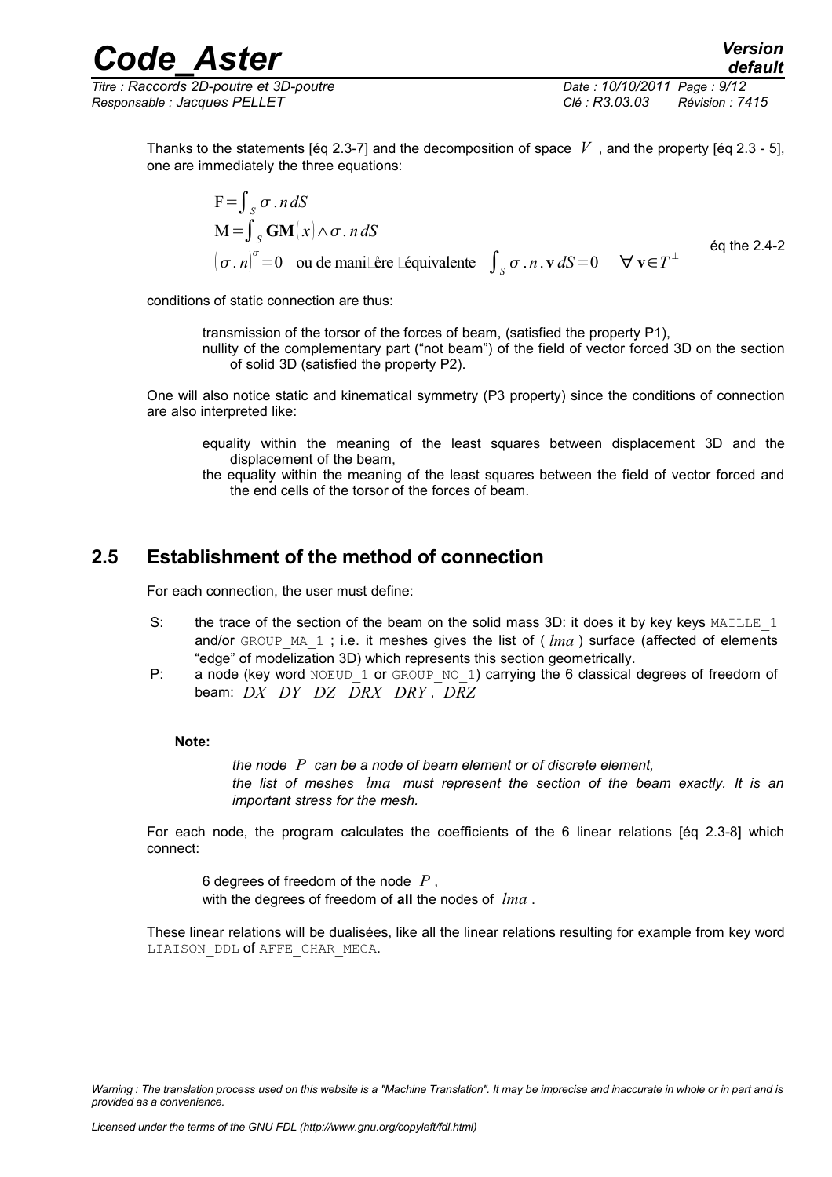Thanks to the statements [éq 2.3-7] and the decomposition of space $V$ , and the property [éq 2.3 - 5], one are immediately the three equations:

$$\begin{aligned} &\mathrm{F}=\int_S \sigma . n\, dS \\ &\mathrm{M}=\int_S \mathbf{GM}(x) \wedge \sigma . n\, dS \\ &(\sigma . n)^{\sigma}=0 \quad \text{ou de manière équivalente} \quad \int_S \sigma . n . \mathbf{v}\, dS=0 \quad \forall\, \mathbf{v} \in T^{\perp} \end{aligned} \qquad \text{éq the 2.4-2}$$

conditions of static connection are thus:

- transmission of the torsor of the forces of beam, (satisfied the property P1),
- nullity of the complementary part ("not beam") of the field of vector forced 3D on the section of solid 3D (satisfied the property P2).

One will also notice static and kinematical symmetry (P3 property) since the conditions of connection are also interpreted like:

- equality within the meaning of the least squares between displacement 3D and the displacement of the beam,
- the equality within the meaning of the least squares between the field of vector forced and the end cells of the torsor of the forces of beam.

## 2.5 Establishment of the method of connection

For each connection, the user must define:

- S: the trace of the section of the beam on the solid mass 3D: it does it by key keys MAILLE_1 and/or GROUP_MA_1 ; i.e. it meshes gives the list of ( $lma$ ) surface (affected of elements "edge" of modelization 3D) which represents this section geometrically.
- P: a node (key word NOEUD_1 or GROUP_NO_1) carrying the 6 classical degrees of freedom of beam: $DX \quad DY \quad DZ \quad DRX \quad DRY$ , $DRZ$

**Note:**

> *the node $P$ can be a node of beam element or of discrete element,*
> *the list of meshes $lma$ must represent the section of the beam exactly. It is an important stress for the mesh.*

For each node, the program calculates the coefficients of the 6 linear relations [éq 2.3-8] which connect:

- 6 degrees of freedom of the node $P$ ,
- with the degrees of freedom of **all** the nodes of $lma$ .

These linear relations will be dualisées, like all the linear relations resulting for example from key word LIAISON_DDL of AFFE_CHAR_MECA.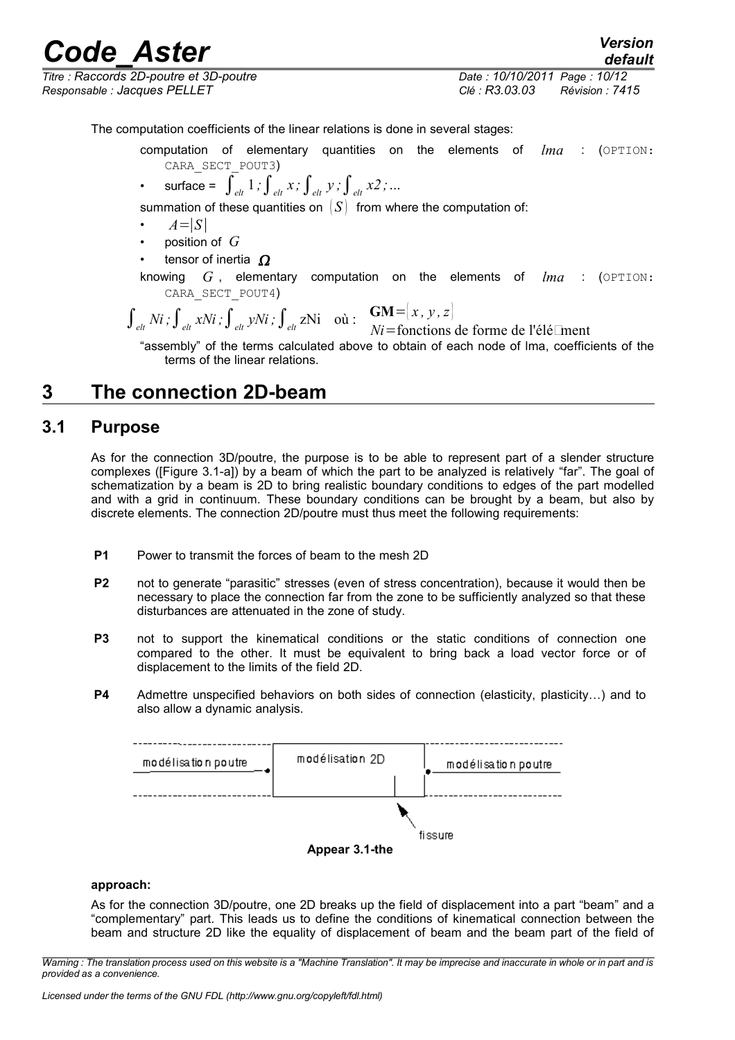The computation coefficients of the linear relations is done in several stages:

computation of elementary quantities on the elements of $lma$ : (OPTION: CARA_SECT_POUT3)

- surface = $\int_{elt} 1 ; \int_{elt} x ; \int_{elt} y ; \int_{elt} x2 ; ...$

summation of these quantities on $|S|$ from where the computation of:

- $A=|S|$
- position of $G$
- tensor of inertia $\boldsymbol{\Omega}$

knowing $G$ , elementary computation on the elements of $lma$ : (OPTION: CARA_SECT_POUT4)

$$\int_{elt} Ni ; \int_{elt} xNi ; \int_{elt} yNi ; \int_{elt} \mathrm{zNi} \quad \text{où :} \quad \begin{array}{l} \mathbf{GM}=|x , y , z| \\ Ni = \text{fonctions de forme de l'élément} \end{array}$$

"assembly" of the terms calculated above to obtain of each node of lma, coefficients of the terms of the linear relations.

# 3 The connection 2D-beam

## 3.1 Purpose

As for the connection 3D/poutre, the purpose is to be able to represent part of a slender structure complexes ([Figure 3.1-a]) by a beam of which the part to be analyzed is relatively "far". The goal of schematization by a beam is 2D to bring realistic boundary conditions to edges of the part modelled and with a grid in continuum. These boundary conditions can be brought by a beam, but also by discrete elements. The connection 2D/poutre must thus meet the following requirements:

**P1** Power to transmit the forces of beam to the mesh 2D

**P2** not to generate "parasitic" stresses (even of stress concentration), because it would then be necessary to place the connection far from the zone to be sufficiently analyzed so that these disturbances are attenuated in the zone of study.

**P3** not to support the kinematical conditions or the static conditions of connection one compared to the other. It must be equivalent to bring back a load vector force or of displacement to the limits of the field 2D.

**P4** Admettre unspecified behaviors on both sides of connection (elasticity, plasticity…) and to also allow a dynamic analysis.

modélisation poutre | modélisation 2D | modélisation poutre | fissure

**Appear 3.1-the**

**approach:**

As for the connection 3D/poutre, one 2D breaks up the field of displacement into a part "beam" and a "complementary" part. This leads us to define the conditions of kinematical connection between the beam and structure 2D like the equality of displacement of beam and the beam part of the field of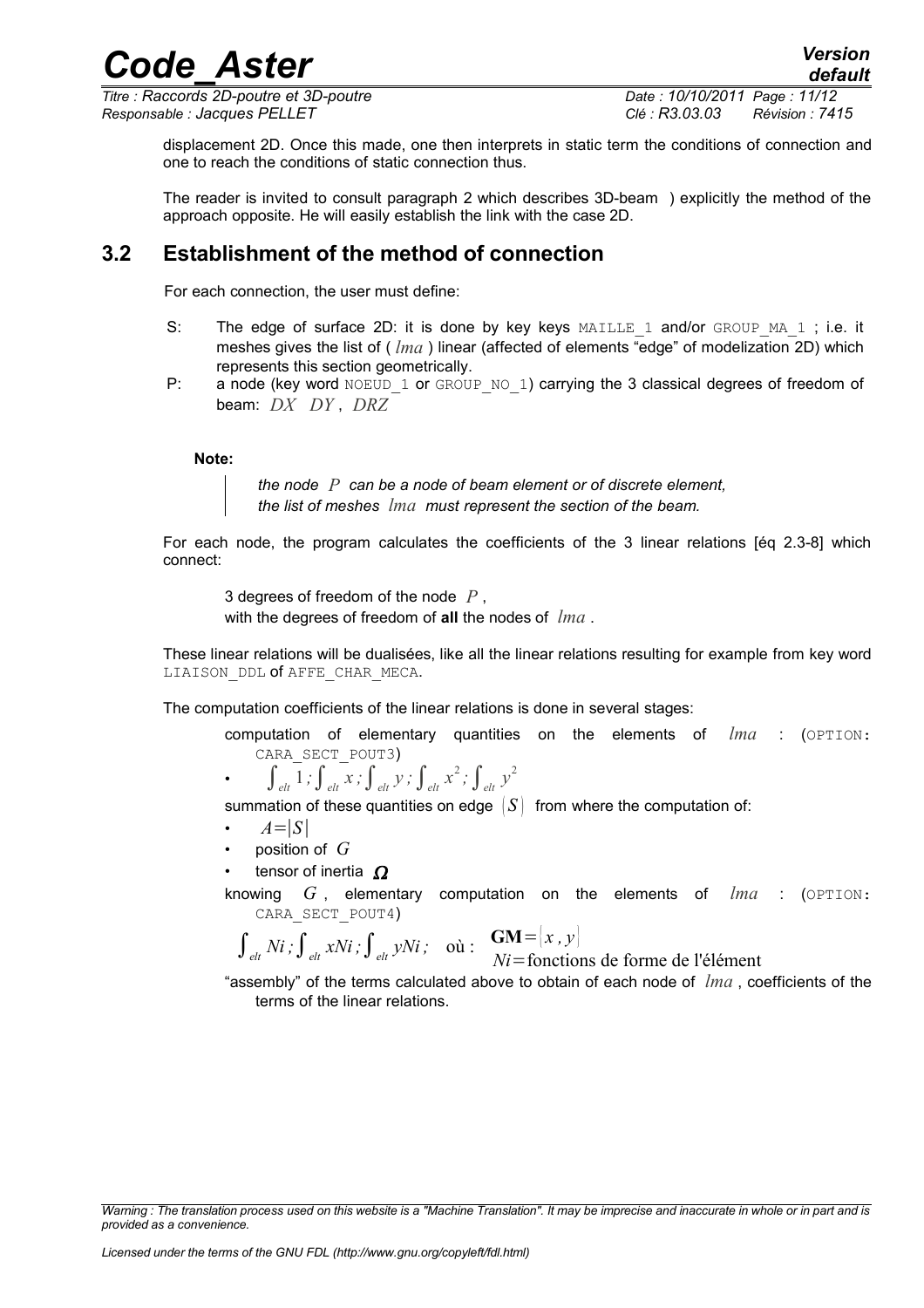displacement 2D. Once this made, one then interprets in static term the conditions of connection and one to reach the conditions of static connection thus.

The reader is invited to consult paragraph 2 which describes 3D-beam ) explicitly the method of the approach opposite. He will easily establish the link with the case 2D.

## 3.2 Establishment of the method of connection

For each connection, the user must define:

- S: The edge of surface 2D: it is done by key keys MAILLE_1 and/or GROUP_MA_1 ; i.e. it meshes gives the list of ( $lma$ ) linear (affected of elements "edge" of modelization 2D) which represents this section geometrically.
- P: a node (key word NOEUD_1 or GROUP_NO_1) carrying the 3 classical degrees of freedom of beam: $DX$ $DY$ , $DRZ$

**Note:**

> *the node $P$ can be a node of beam element or of discrete element,*
> *the list of meshes $lma$ must represent the section of the beam.*

For each node, the program calculates the coefficients of the 3 linear relations [éq 2.3-8] which connect:

3 degrees of freedom of the node $P$ ,
with the degrees of freedom of **all** the nodes of $lma$ .

These linear relations will be dualisées, like all the linear relations resulting for example from key word LIAISON_DDL of AFFE_CHAR_MECA.

The computation coefficients of the linear relations is done in several stages:

computation of elementary quantities on the elements of $lma$ : (OPTION: CARA_SECT_POUT3)

- $\int_{elt} 1\,;\int_{elt} x\,;\int_{elt} y\,;\int_{elt} x^2\,;\int_{elt} y^2$

summation of these quantities on edge $|S|$ from where the computation of:

- $A=|S|$
- position of $G$
- tensor of inertia $\boldsymbol{\Omega}$

knowing $G$ , elementary computation on the elements of $lma$ : (OPTION: CARA_SECT_POUT4)

$\int_{elt} Ni\,;\int_{elt} xNi\,;\int_{elt} yNi\,;$ où : $\mathbf{GM}=|x\,,y|$
$Ni=$fonctions de forme de l'élément

"assembly" of the terms calculated above to obtain of each node of $lma$ , coefficients of the terms of the linear relations.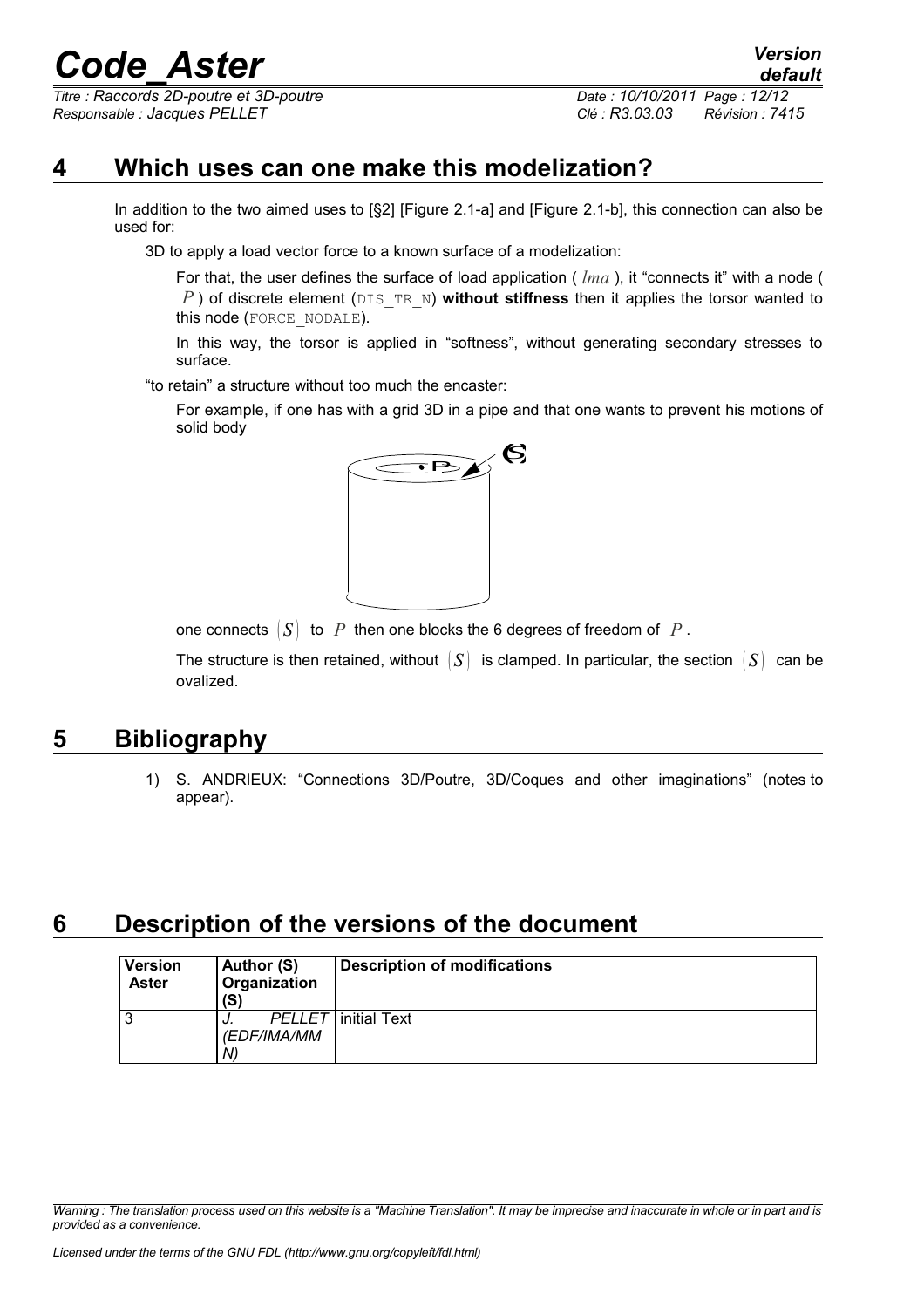# 4 Which uses can one make this modelization?

In addition to the two aimed uses to [§2] [Figure 2.1-a] and [Figure 2.1-b], this connection can also be used for:

3D to apply a load vector force to a known surface of a modelization:

For that, the user defines the surface of load application ( $lma$ ), it "connects it" with a node ( $P$ ) of discrete element (DIS_TR_N) **without stiffness** then it applies the torsor wanted to this node (FORCE_NODALE).

In this way, the torsor is applied in "softness", without generating secondary stresses to surface.

"to retain" a structure without too much the encaster:

For example, if one has with a grid 3D in a pipe and that one wants to prevent his motions of solid body

P

S

one connects $(S)$ to $P$ then one blocks the 6 degrees of freedom of $P$.

The structure is then retained, without $(S)$ is clamped. In particular, the section $(S)$ can be ovalized.

# 5 Bibliography

1) S. ANDRIEUX: "Connections 3D/Poutre, 3D/Coques and other imaginations" (notes to appear).

# 6 Description of the versions of the document

| Version Aster | Author (S) Organization (S) | Description of modifications |
|---|---|---|
| 3 | *J. PELLET (EDF/IMA/MMN)* | initial Text |

*Warning : The translation process used on this website is a "Machine Translation". It may be imprecise and inaccurate in whole or in part and is provided as a convenience.*

*Licensed under the terms of the GNU FDL (http://www.gnu.org/copyleft/fdl.html)*